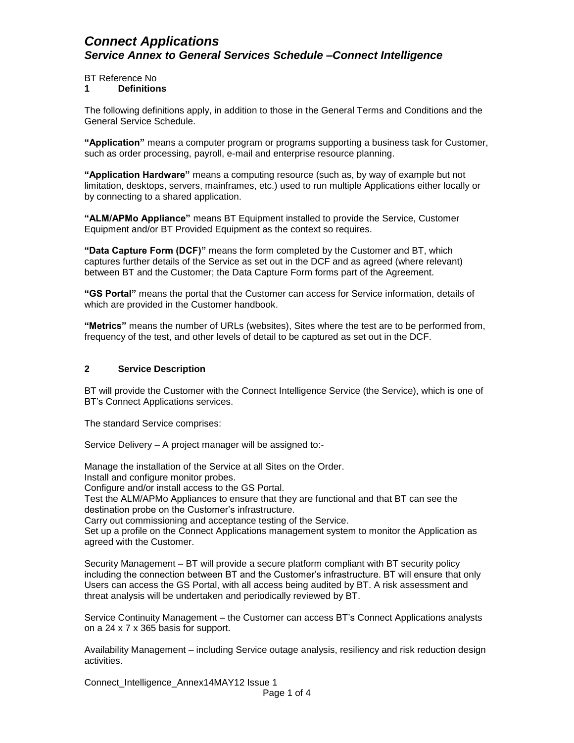# *Connect Applications*

## *Service Annex to General Services Schedule –Connect Intelligence*

BT Reference No

## 1 Definitions

The following definitions apply, in addition to those in the General Terms and Conditions and the General Service Schedule.

**"Application"** means a computer program or programs supporting a business task for Customer, such as order processing, payroll, e-mail and enterprise resource planning.

**"Application Hardware"** means a computing resource (such as, by way of example but not limitation, desktops, servers, mainframes, etc.) used to run multiple Applications either locally or by connecting to a shared application.

**"ALM/APMo Appliance"** means BT Equipment installed to provide the Service, Customer Equipment and/or BT Provided Equipment as the context so requires.

**"Data Capture Form (DCF)"** means the form completed by the Customer and BT, which captures further details of the Service as set out in the DCF and as agreed (where relevant) between BT and the Customer; the Data Capture Form forms part of the Agreement.

**"GS Portal"** means the portal that the Customer can access for Service information, details of which are provided in the Customer handbook.

**"Metrics"** means the number of URLs (websites), Sites where the test are to be performed from, frequency of the test, and other levels of detail to be captured as set out in the DCF.

## 2 Service Description

BT will provide the Customer with the Connect Intelligence Service (the Service), which is one of BT's Connect Applications services.

The standard Service comprises:

Service Delivery – A project manager will be assigned to:-

Manage the installation of the Service at all Sites on the Order.
Install and configure monitor probes.
Configure and/or install access to the GS Portal.
Test the ALM/APMo Appliances to ensure that they are functional and that BT can see the destination probe on the Customer's infrastructure.
Carry out commissioning and acceptance testing of the Service.
Set up a profile on the Connect Applications management system to monitor the Application as agreed with the Customer.

Security Management – BT will provide a secure platform compliant with BT security policy including the connection between BT and the Customer's infrastructure. BT will ensure that only Users can access the GS Portal, with all access being audited by BT. A risk assessment and threat analysis will be undertaken and periodically reviewed by BT.

Service Continuity Management – the Customer can access BT's Connect Applications analysts on a 24 x 7 x 365 basis for support.

Availability Management – including Service outage analysis, resiliency and risk reduction design activities.

Connect_Intelligence_Annex14MAY12 Issue 1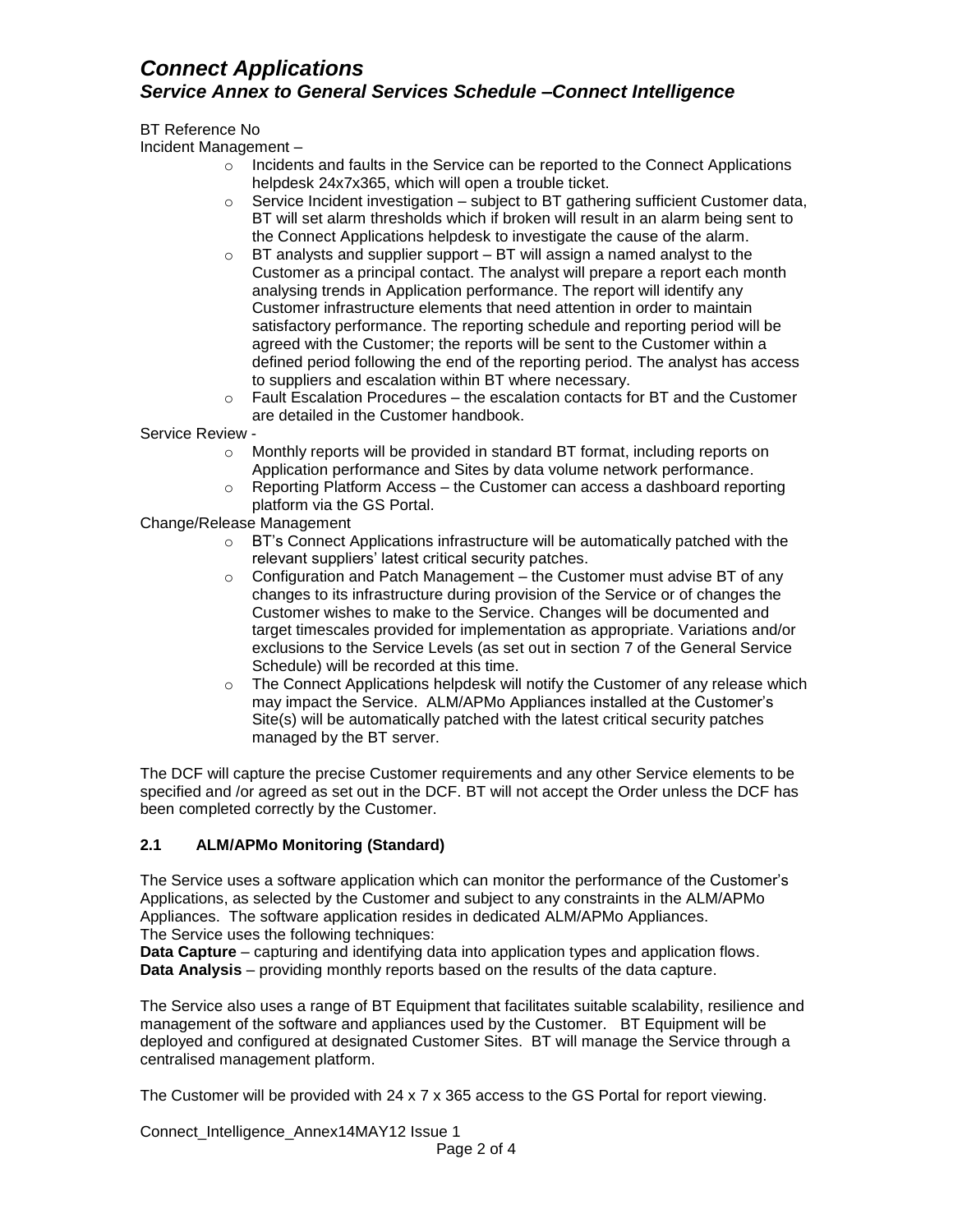BT Reference No

Incident Management –

- Incidents and faults in the Service can be reported to the Connect Applications helpdesk 24x7x365, which will open a trouble ticket.
- Service Incident investigation – subject to BT gathering sufficient Customer data, BT will set alarm thresholds which if broken will result in an alarm being sent to the Connect Applications helpdesk to investigate the cause of the alarm.
- BT analysts and supplier support – BT will assign a named analyst to the Customer as a principal contact. The analyst will prepare a report each month analysing trends in Application performance. The report will identify any Customer infrastructure elements that need attention in order to maintain satisfactory performance. The reporting schedule and reporting period will be agreed with the Customer; the reports will be sent to the Customer within a defined period following the end of the reporting period. The analyst has access to suppliers and escalation within BT where necessary.
- Fault Escalation Procedures – the escalation contacts for BT and the Customer are detailed in the Customer handbook.

Service Review -

- Monthly reports will be provided in standard BT format, including reports on Application performance and Sites by data volume network performance.
- Reporting Platform Access – the Customer can access a dashboard reporting platform via the GS Portal.

Change/Release Management

- BT's Connect Applications infrastructure will be automatically patched with the relevant suppliers' latest critical security patches.
- Configuration and Patch Management – the Customer must advise BT of any changes to its infrastructure during provision of the Service or of changes the Customer wishes to make to the Service. Changes will be documented and target timescales provided for implementation as appropriate. Variations and/or exclusions to the Service Levels (as set out in section 7 of the General Service Schedule) will be recorded at this time.
- The Connect Applications helpdesk will notify the Customer of any release which may impact the Service. ALM/APMo Appliances installed at the Customer's Site(s) will be automatically patched with the latest critical security patches managed by the BT server.

The DCF will capture the precise Customer requirements and any other Service elements to be specified and /or agreed as set out in the DCF. BT will not accept the Order unless the DCF has been completed correctly by the Customer.

### 2.1 ALM/APMo Monitoring (Standard)

The Service uses a software application which can monitor the performance of the Customer's Applications, as selected by the Customer and subject to any constraints in the ALM/APMo Appliances. The software application resides in dedicated ALM/APMo Appliances.
The Service uses the following techniques:
**Data Capture** – capturing and identifying data into application types and application flows.
**Data Analysis** – providing monthly reports based on the results of the data capture.

The Service also uses a range of BT Equipment that facilitates suitable scalability, resilience and management of the software and appliances used by the Customer. BT Equipment will be deployed and configured at designated Customer Sites. BT will manage the Service through a centralised management platform.

The Customer will be provided with 24 x 7 x 365 access to the GS Portal for report viewing.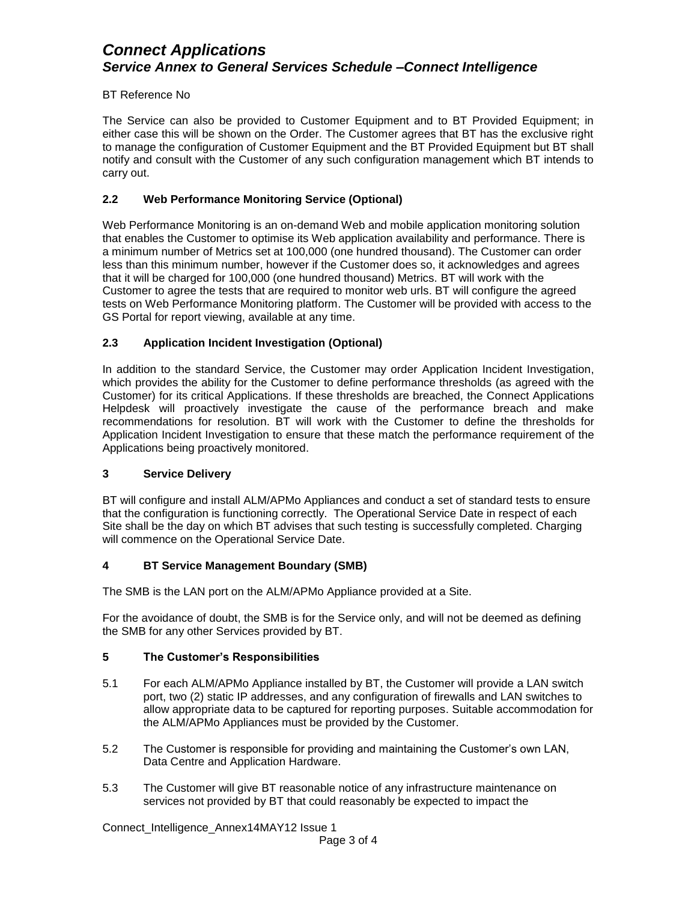BT Reference No

The Service can also be provided to Customer Equipment and to BT Provided Equipment; in either case this will be shown on the Order. The Customer agrees that BT has the exclusive right to manage the configuration of Customer Equipment and the BT Provided Equipment but BT shall notify and consult with the Customer of any such configuration management which BT intends to carry out.

### 2.2 Web Performance Monitoring Service (Optional)

Web Performance Monitoring is an on-demand Web and mobile application monitoring solution that enables the Customer to optimise its Web application availability and performance. There is a minimum number of Metrics set at 100,000 (one hundred thousand). The Customer can order less than this minimum number, however if the Customer does so, it acknowledges and agrees that it will be charged for 100,000 (one hundred thousand) Metrics. BT will work with the Customer to agree the tests that are required to monitor web urls. BT will configure the agreed tests on Web Performance Monitoring platform. The Customer will be provided with access to the GS Portal for report viewing, available at any time.

### 2.3 Application Incident Investigation (Optional)

In addition to the standard Service, the Customer may order Application Incident Investigation, which provides the ability for the Customer to define performance thresholds (as agreed with the Customer) for its critical Applications. If these thresholds are breached, the Connect Applications Helpdesk will proactively investigate the cause of the performance breach and make recommendations for resolution. BT will work with the Customer to define the thresholds for Application Incident Investigation to ensure that these match the performance requirement of the Applications being proactively monitored.

## 3 Service Delivery

BT will configure and install ALM/APMo Appliances and conduct a set of standard tests to ensure that the configuration is functioning correctly. The Operational Service Date in respect of each Site shall be the day on which BT advises that such testing is successfully completed. Charging will commence on the Operational Service Date.

## 4 BT Service Management Boundary (SMB)

The SMB is the LAN port on the ALM/APMo Appliance provided at a Site.

For the avoidance of doubt, the SMB is for the Service only, and will not be deemed as defining the SMB for any other Services provided by BT.

## 5 The Customer's Responsibilities

5.1 For each ALM/APMo Appliance installed by BT, the Customer will provide a LAN switch port, two (2) static IP addresses, and any configuration of firewalls and LAN switches to allow appropriate data to be captured for reporting purposes. Suitable accommodation for the ALM/APMo Appliances must be provided by the Customer.

5.2 The Customer is responsible for providing and maintaining the Customer's own LAN, Data Centre and Application Hardware.

5.3 The Customer will give BT reasonable notice of any infrastructure maintenance on services not provided by BT that could reasonably be expected to impact the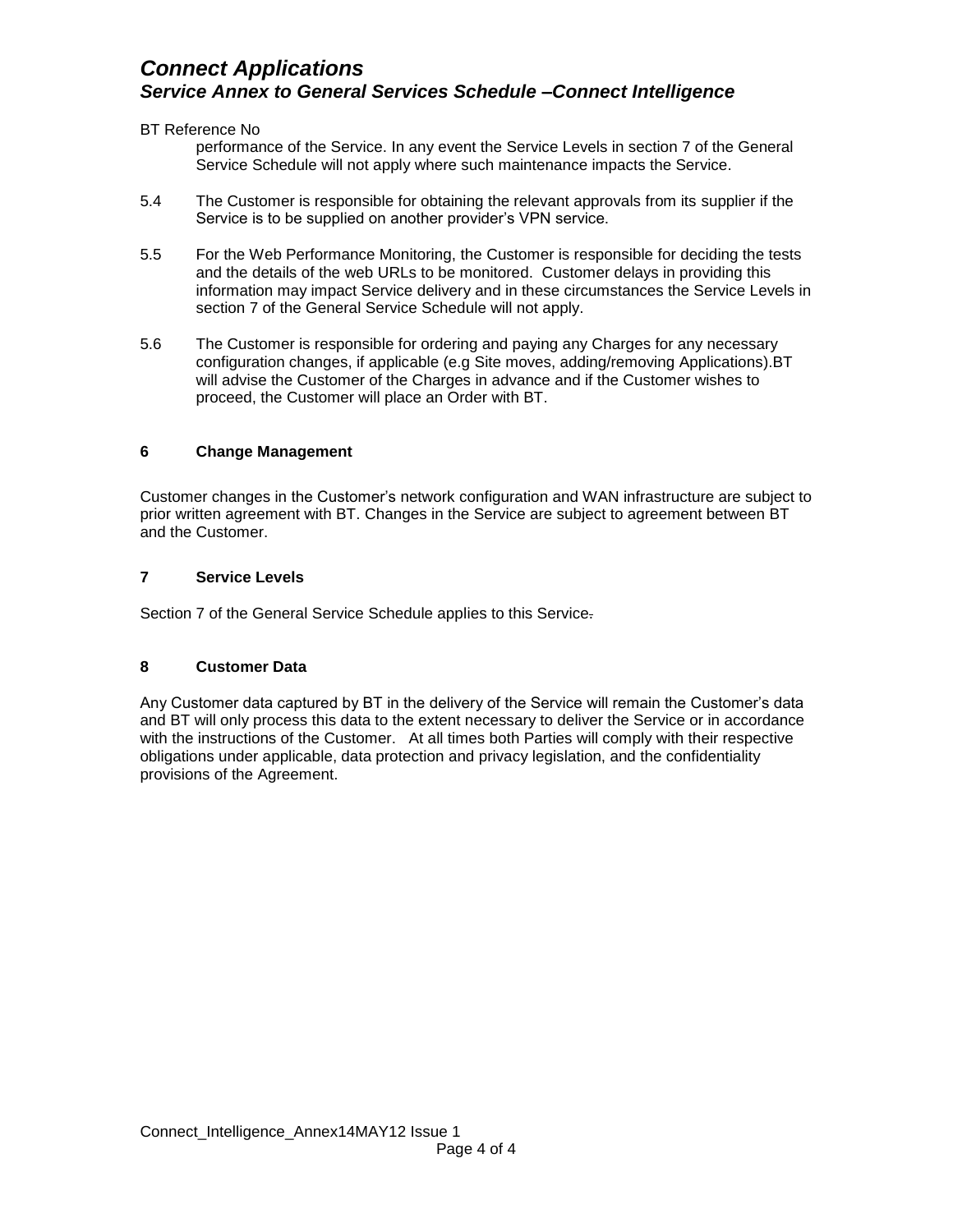performance of the Service. In any event the Service Levels in section 7 of the General Service Schedule will not apply where such maintenance impacts the Service.

5.4 The Customer is responsible for obtaining the relevant approvals from its supplier if the Service is to be supplied on another provider's VPN service.

5.5 For the Web Performance Monitoring, the Customer is responsible for deciding the tests and the details of the web URLs to be monitored. Customer delays in providing this information may impact Service delivery and in these circumstances the Service Levels in section 7 of the General Service Schedule will not apply.

5.6 The Customer is responsible for ordering and paying any Charges for any necessary configuration changes, if applicable (e.g Site moves, adding/removing Applications).BT will advise the Customer of the Charges in advance and if the Customer wishes to proceed, the Customer will place an Order with BT.

## 6 Change Management

Customer changes in the Customer's network configuration and WAN infrastructure are subject to prior written agreement with BT. Changes in the Service are subject to agreement between BT and the Customer.

## 7 Service Levels

Section 7 of the General Service Schedule applies to this Service.

## 8 Customer Data

Any Customer data captured by BT in the delivery of the Service will remain the Customer's data and BT will only process this data to the extent necessary to deliver the Service or in accordance with the instructions of the Customer. At all times both Parties will comply with their respective obligations under applicable, data protection and privacy legislation, and the confidentiality provisions of the Agreement.